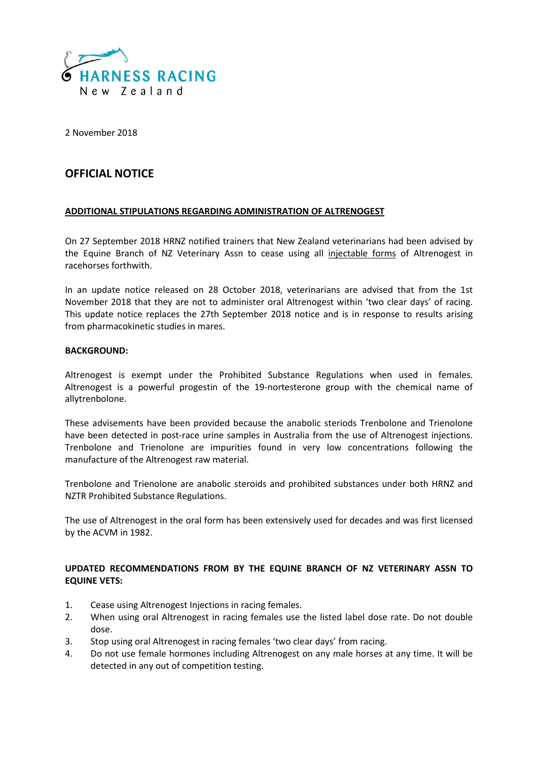HARNESS RACING
New Zealand

2 November 2018

# OFFICIAL NOTICE

## ADDITIONAL STIPULATIONS REGARDING ADMINISTRATION OF ALTRENOGEST

On 27 September 2018 HRNZ notified trainers that New Zealand veterinarians had been advised by the Equine Branch of NZ Veterinary Assn to cease using all injectable forms of Altrenogest in racehorses forthwith.

In an update notice released on 28 October 2018, veterinarians are advised that from the 1st November 2018 that they are not to administer oral Altrenogest within 'two clear days' of racing. This update notice replaces the 27th September 2018 notice and is in response to results arising from pharmacokinetic studies in mares.

**BACKGROUND:**

Altrenogest is exempt under the Prohibited Substance Regulations when used in females. Altrenogest is a powerful progestin of the 19-nortesterone group with the chemical name of allytrenbolone.

These advisements have been provided because the anabolic steriods Trenbolone and Trienolone have been detected in post-race urine samples in Australia from the use of Altrenogest injections. Trenbolone and Trienolone are impurities found in very low concentrations following the manufacture of the Altrenogest raw material.

Trenbolone and Trienolone are anabolic steroids and prohibited substances under both HRNZ and NZTR Prohibited Substance Regulations.

The use of Altrenogest in the oral form has been extensively used for decades and was first licensed by the ACVM in 1982.

**UPDATED RECOMMENDATIONS FROM BY THE EQUINE BRANCH OF NZ VETERINARY ASSN TO EQUINE VETS:**

1. Cease using Altrenogest Injections in racing females.
2. When using oral Altrenogest in racing females use the listed label dose rate. Do not double dose.
3. Stop using oral Altrenogest in racing females 'two clear days' from racing.
4. Do not use female hormones including Altrenogest on any male horses at any time. It will be detected in any out of competition testing.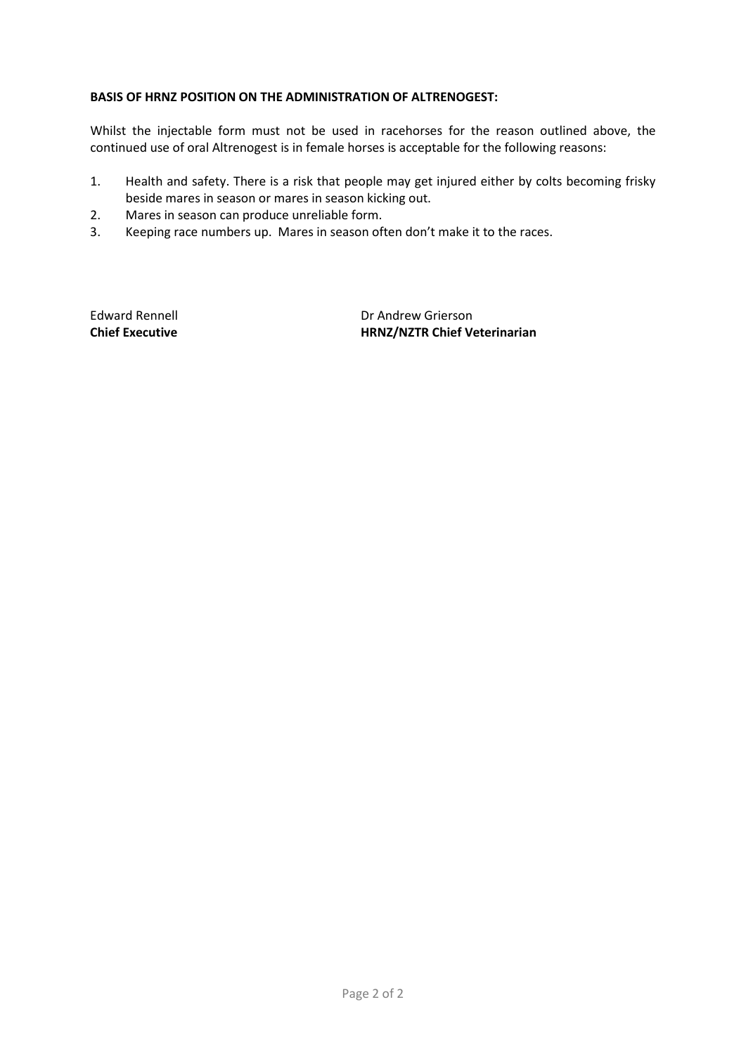**BASIS OF HRNZ POSITION ON THE ADMINISTRATION OF ALTRENOGEST:**

Whilst the injectable form must not be used in racehorses for the reason outlined above, the continued use of oral Altrenogest is in female horses is acceptable for the following reasons:

1. Health and safety. There is a risk that people may get injured either by colts becoming frisky beside mares in season or mares in season kicking out.
2. Mares in season can produce unreliable form.
3. Keeping race numbers up. Mares in season often don't make it to the races.

Edward Rennell
**Chief Executive**

Dr Andrew Grierson
**HRNZ/NZTR Chief Veterinarian**